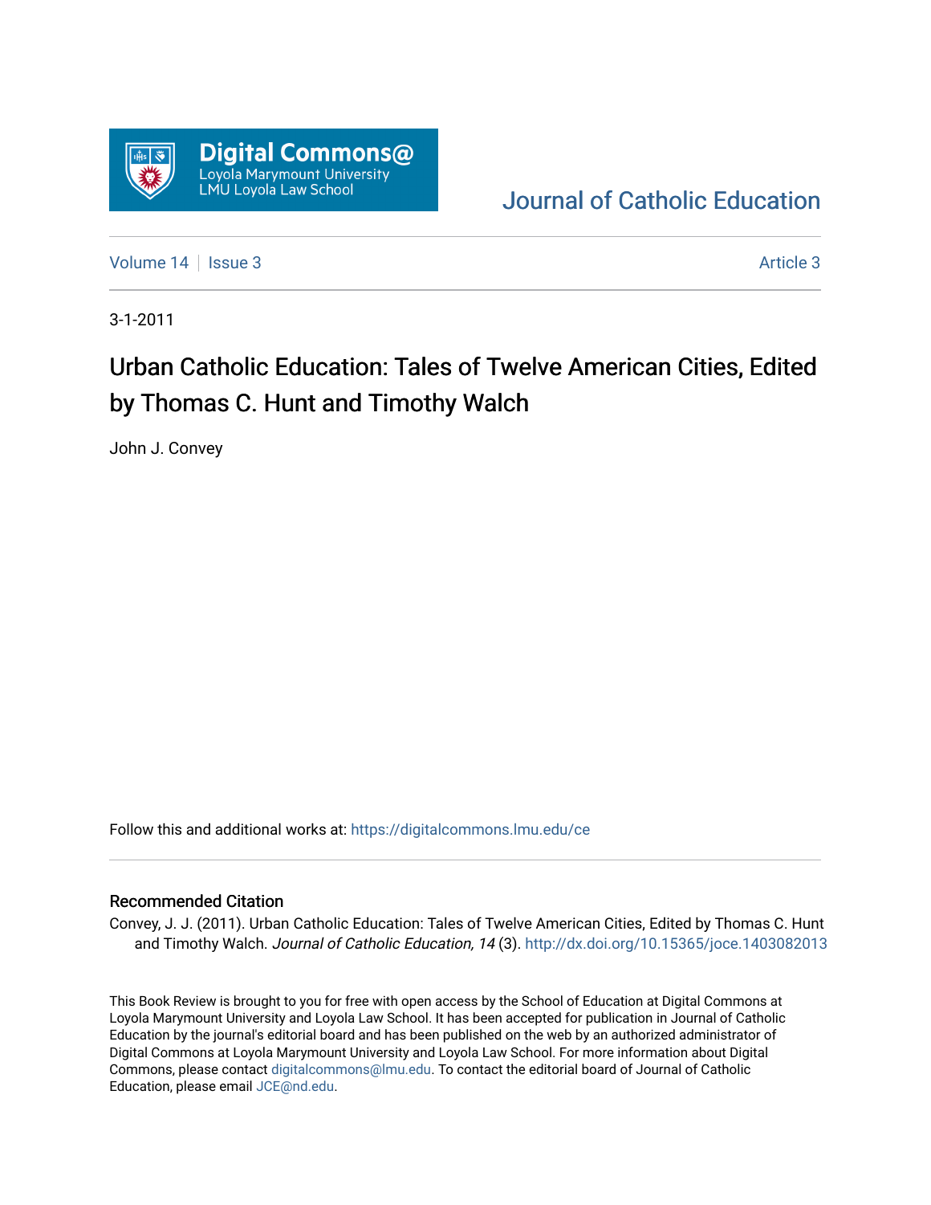Digital Commons@ Loyola Marymount University LMU Loyola Law School

Journal of Catholic Education

Volume 14 | Issue 3 Article 3

3-1-2011

# Urban Catholic Education: Tales of Twelve American Cities, Edited by Thomas C. Hunt and Timothy Walch

John J. Convey

Follow this and additional works at: https://digitalcommons.lmu.edu/ce

## Recommended Citation

Convey, J. J. (2011). Urban Catholic Education: Tales of Twelve American Cities, Edited by Thomas C. Hunt and Timothy Walch. *Journal of Catholic Education, 14* (3). http://dx.doi.org/10.15365/joce.1403082013

This Book Review is brought to you for free with open access by the School of Education at Digital Commons at Loyola Marymount University and Loyola Law School. It has been accepted for publication in Journal of Catholic Education by the journal's editorial board and has been published on the web by an authorized administrator of Digital Commons at Loyola Marymount University and Loyola Law School. For more information about Digital Commons, please contact digitalcommons@lmu.edu. To contact the editorial board of Journal of Catholic Education, please email JCE@nd.edu.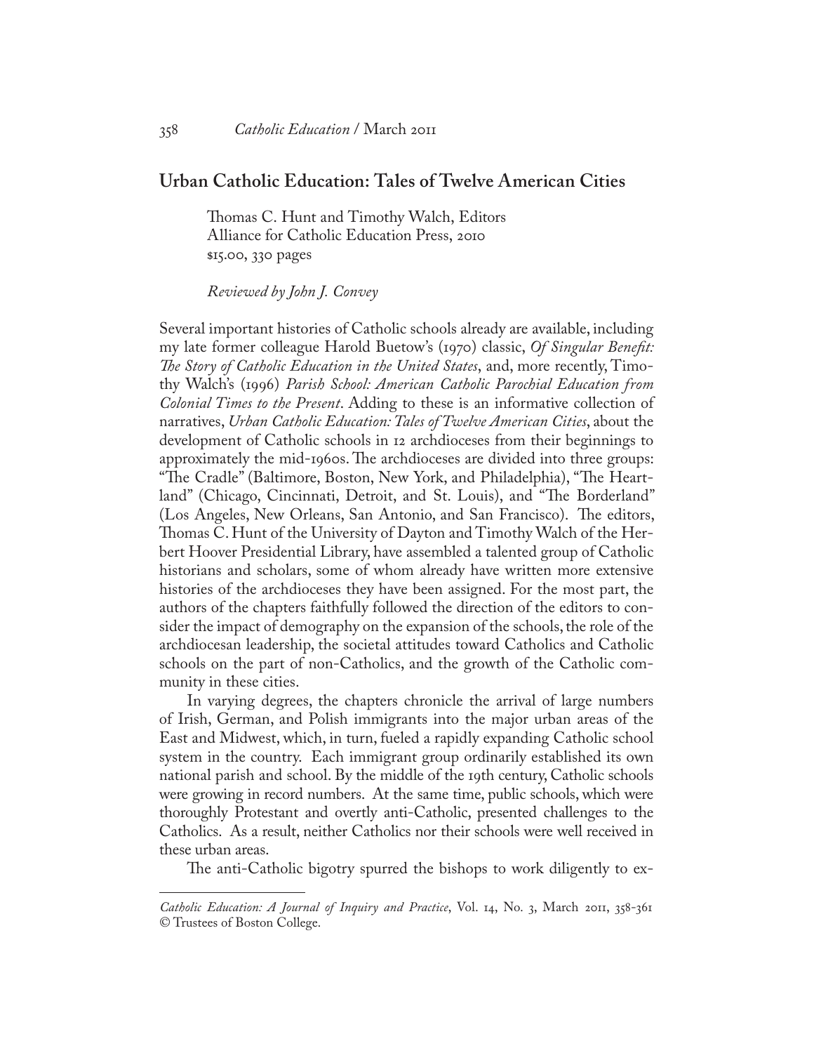## Urban Catholic Education: Tales of Twelve American Cities

Thomas C. Hunt and Timothy Walch, Editors
Alliance for Catholic Education Press, 2010
$15.00, 330 pages

*Reviewed by John J. Convey*

Several important histories of Catholic schools already are available, including my late former colleague Harold Buetow's (1970) classic, *Of Singular Benefit: The Story of Catholic Education in the United States*, and, more recently, Timothy Walch's (1996) *Parish School: American Catholic Parochial Education from Colonial Times to the Present*. Adding to these is an informative collection of narratives, *Urban Catholic Education: Tales of Twelve American Cities*, about the development of Catholic schools in 12 archdioceses from their beginnings to approximately the mid-1960s. The archdioceses are divided into three groups: "The Cradle" (Baltimore, Boston, New York, and Philadelphia), "The Heartland" (Chicago, Cincinnati, Detroit, and St. Louis), and "The Borderland" (Los Angeles, New Orleans, San Antonio, and San Francisco). The editors, Thomas C. Hunt of the University of Dayton and Timothy Walch of the Herbert Hoover Presidential Library, have assembled a talented group of Catholic historians and scholars, some of whom already have written more extensive histories of the archdioceses they have been assigned. For the most part, the authors of the chapters faithfully followed the direction of the editors to consider the impact of demography on the expansion of the schools, the role of the archdiocesan leadership, the societal attitudes toward Catholics and Catholic schools on the part of non-Catholics, and the growth of the Catholic community in these cities.

In varying degrees, the chapters chronicle the arrival of large numbers of Irish, German, and Polish immigrants into the major urban areas of the East and Midwest, which, in turn, fueled a rapidly expanding Catholic school system in the country. Each immigrant group ordinarily established its own national parish and school. By the middle of the 19th century, Catholic schools were growing in record numbers. At the same time, public schools, which were thoroughly Protestant and overtly anti-Catholic, presented challenges to the Catholics. As a result, neither Catholics nor their schools were well received in these urban areas.

The anti-Catholic bigotry spurred the bishops to work diligently to ex-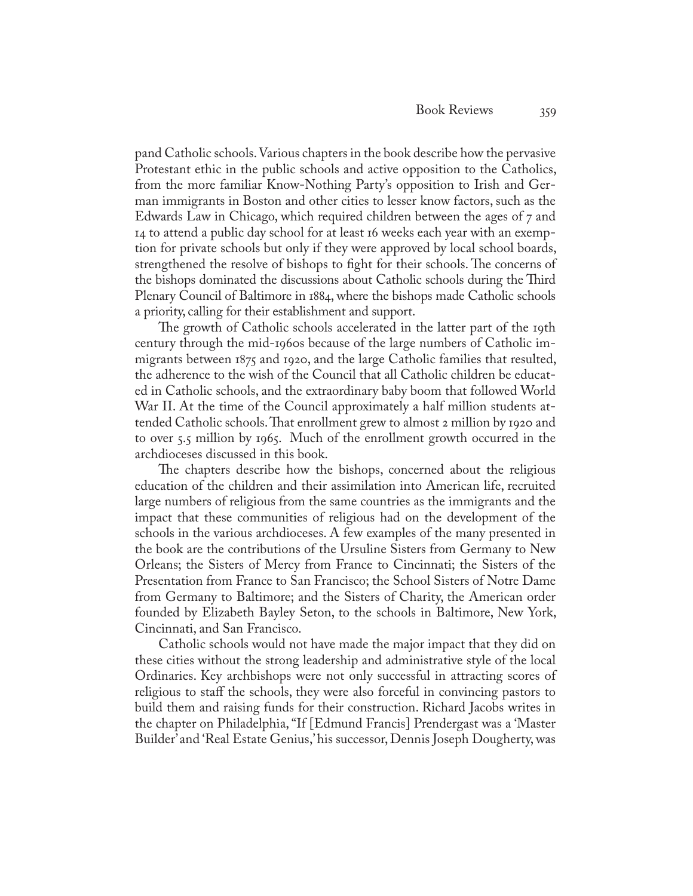pand Catholic schools. Various chapters in the book describe how the pervasive Protestant ethic in the public schools and active opposition to the Catholics, from the more familiar Know-Nothing Party's opposition to Irish and German immigrants in Boston and other cities to lesser know factors, such as the Edwards Law in Chicago, which required children between the ages of 7 and 14 to attend a public day school for at least 16 weeks each year with an exemption for private schools but only if they were approved by local school boards, strengthened the resolve of bishops to fight for their schools. The concerns of the bishops dominated the discussions about Catholic schools during the Third Plenary Council of Baltimore in 1884, where the bishops made Catholic schools a priority, calling for their establishment and support.

The growth of Catholic schools accelerated in the latter part of the 19th century through the mid-1960s because of the large numbers of Catholic immigrants between 1875 and 1920, and the large Catholic families that resulted, the adherence to the wish of the Council that all Catholic children be educated in Catholic schools, and the extraordinary baby boom that followed World War II. At the time of the Council approximately a half million students attended Catholic schools. That enrollment grew to almost 2 million by 1920 and to over 5.5 million by 1965. Much of the enrollment growth occurred in the archdioceses discussed in this book.

The chapters describe how the bishops, concerned about the religious education of the children and their assimilation into American life, recruited large numbers of religious from the same countries as the immigrants and the impact that these communities of religious had on the development of the schools in the various archdioceses. A few examples of the many presented in the book are the contributions of the Ursuline Sisters from Germany to New Orleans; the Sisters of Mercy from France to Cincinnati; the Sisters of the Presentation from France to San Francisco; the School Sisters of Notre Dame from Germany to Baltimore; and the Sisters of Charity, the American order founded by Elizabeth Bayley Seton, to the schools in Baltimore, New York, Cincinnati, and San Francisco.

Catholic schools would not have made the major impact that they did on these cities without the strong leadership and administrative style of the local Ordinaries. Key archbishops were not only successful in attracting scores of religious to staff the schools, they were also forceful in convincing pastors to build them and raising funds for their construction. Richard Jacobs writes in the chapter on Philadelphia, "If [Edmund Francis] Prendergast was a 'Master Builder' and 'Real Estate Genius,' his successor, Dennis Joseph Dougherty, was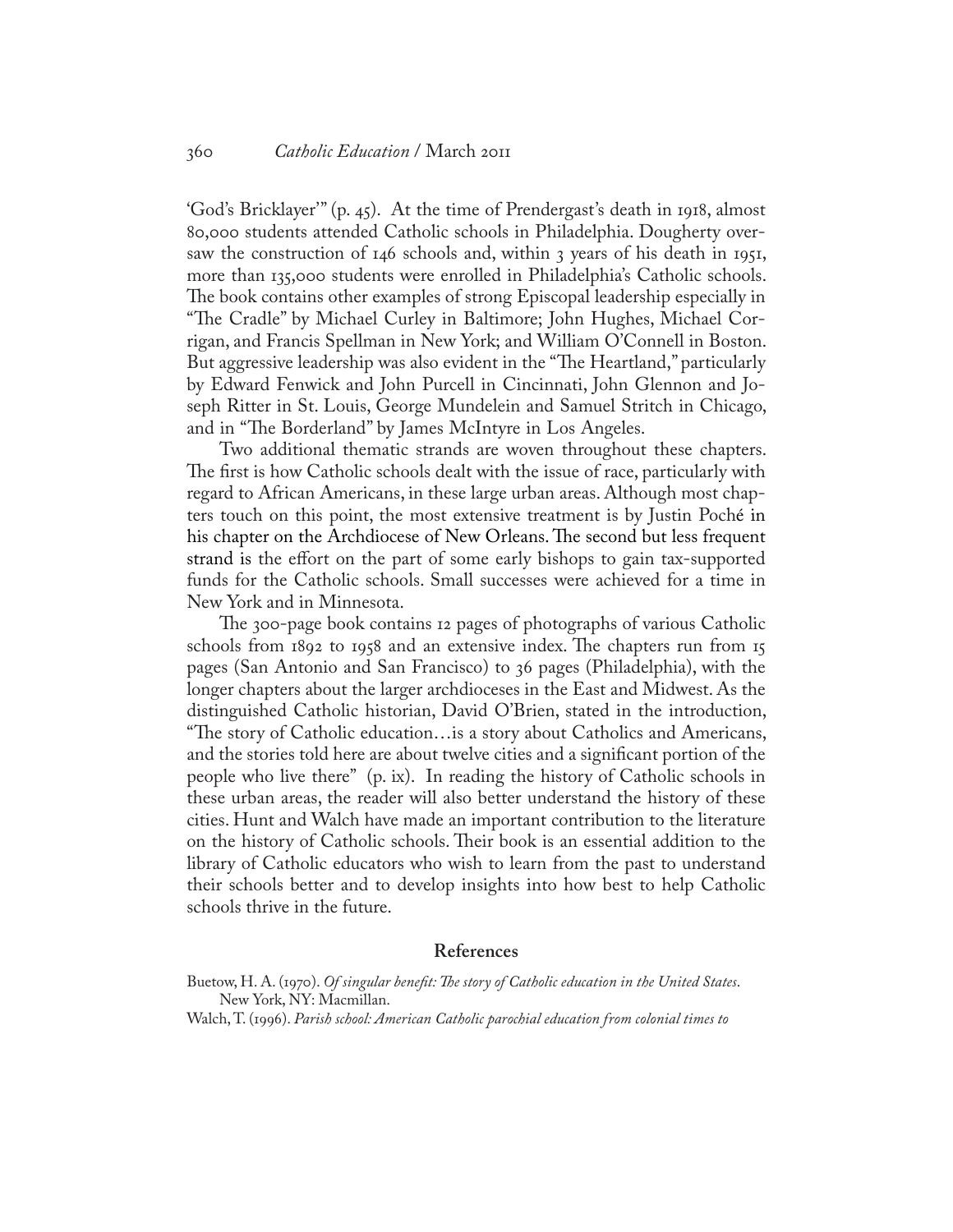'God's Bricklayer'" (p. 45). At the time of Prendergast's death in 1918, almost 80,000 students attended Catholic schools in Philadelphia. Dougherty oversaw the construction of 146 schools and, within 3 years of his death in 1951, more than 135,000 students were enrolled in Philadelphia's Catholic schools. The book contains other examples of strong Episcopal leadership especially in "The Cradle" by Michael Curley in Baltimore; John Hughes, Michael Corrigan, and Francis Spellman in New York; and William O'Connell in Boston. But aggressive leadership was also evident in the "The Heartland," particularly by Edward Fenwick and John Purcell in Cincinnati, John Glennon and Joseph Ritter in St. Louis, George Mundelein and Samuel Stritch in Chicago, and in "The Borderland" by James McIntyre in Los Angeles.

Two additional thematic strands are woven throughout these chapters. The first is how Catholic schools dealt with the issue of race, particularly with regard to African Americans, in these large urban areas. Although most chapters touch on this point, the most extensive treatment is by Justin Poché in his chapter on the Archdiocese of New Orleans. The second but less frequent strand is the effort on the part of some early bishops to gain tax-supported funds for the Catholic schools. Small successes were achieved for a time in New York and in Minnesota.

The 300-page book contains 12 pages of photographs of various Catholic schools from 1892 to 1958 and an extensive index. The chapters run from 15 pages (San Antonio and San Francisco) to 36 pages (Philadelphia), with the longer chapters about the larger archdioceses in the East and Midwest. As the distinguished Catholic historian, David O'Brien, stated in the introduction, "The story of Catholic education…is a story about Catholics and Americans, and the stories told here are about twelve cities and a significant portion of the people who live there" (p. ix). In reading the history of Catholic schools in these urban areas, the reader will also better understand the history of these cities. Hunt and Walch have made an important contribution to the literature on the history of Catholic schools. Their book is an essential addition to the library of Catholic educators who wish to learn from the past to understand their schools better and to develop insights into how best to help Catholic schools thrive in the future.

## References

Buetow, H. A. (1970). *Of singular benefit: The story of Catholic education in the United States*. New York, NY: Macmillan.

Walch, T. (1996). *Parish school: American Catholic parochial education from colonial times to*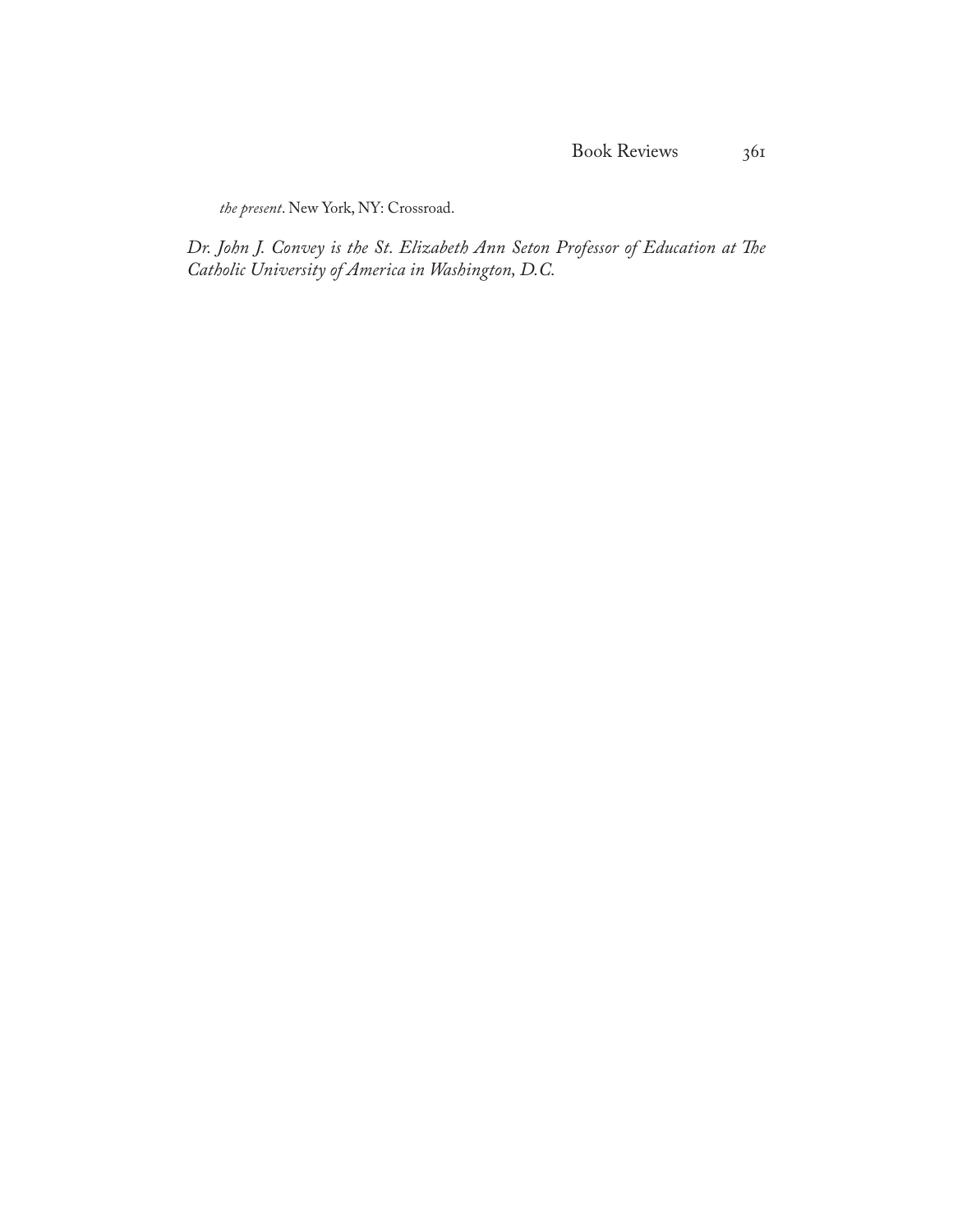*the present*. New York, NY: Crossroad.

*Dr. John J. Convey is the St. Elizabeth Ann Seton Professor of Education at The Catholic University of America in Washington, D.C.*